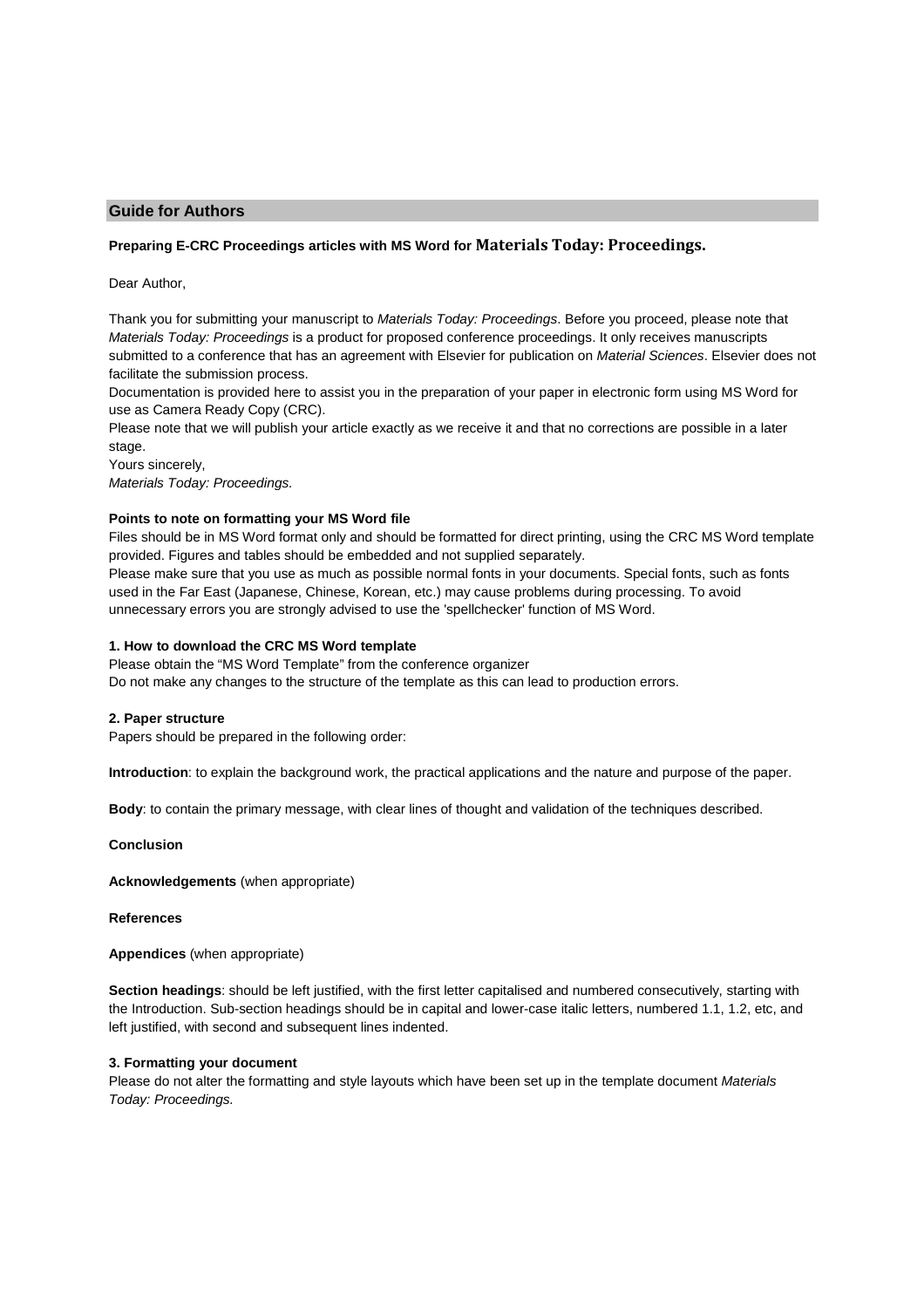## Guide for Authors

**Preparing E-CRC Proceedings articles with MS Word for Materials Today: Proceedings.**

Dear Author,

Thank you for submitting your manuscript to *Materials Today: Proceedings*. Before you proceed, please note that *Materials Today: Proceedings* is a product for proposed conference proceedings. It only receives manuscripts submitted to a conference that has an agreement with Elsevier for publication on *Material Sciences*. Elsevier does not facilitate the submission process.
Documentation is provided here to assist you in the preparation of your paper in electronic form using MS Word for use as Camera Ready Copy (CRC).
Please note that we will publish your article exactly as we receive it and that no corrections are possible in a later stage.
Yours sincerely,
*Materials Today: Proceedings.*

**Points to note on formatting your MS Word file**

Files should be in MS Word format only and should be formatted for direct printing, using the CRC MS Word template provided. Figures and tables should be embedded and not supplied separately.
Please make sure that you use as much as possible normal fonts in your documents. Special fonts, such as fonts used in the Far East (Japanese, Chinese, Korean, etc.) may cause problems during processing. To avoid unnecessary errors you are strongly advised to use the 'spellchecker' function of MS Word.

**1. How to download the CRC MS Word template**

Please obtain the "MS Word Template" from the conference organizer
Do not make any changes to the structure of the template as this can lead to production errors.

**2. Paper structure**

Papers should be prepared in the following order:

**Introduction**: to explain the background work, the practical applications and the nature and purpose of the paper.

**Body**: to contain the primary message, with clear lines of thought and validation of the techniques described.

**Conclusion**

**Acknowledgements** (when appropriate)

**References**

**Appendices** (when appropriate)

**Section headings**: should be left justified, with the first letter capitalised and numbered consecutively, starting with the Introduction. Sub-section headings should be in capital and lower-case italic letters, numbered 1.1, 1.2, etc, and left justified, with second and subsequent lines indented.

**3. Formatting your document**

Please do not alter the formatting and style layouts which have been set up in the template document *Materials Today: Proceedings.*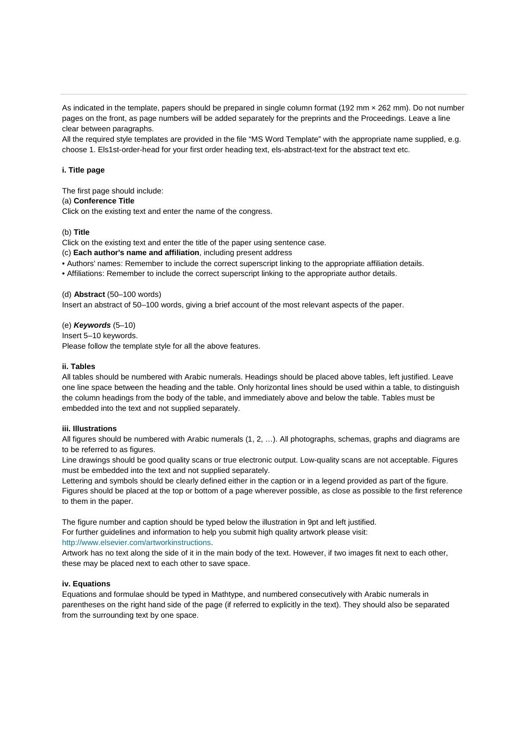As indicated in the template, papers should be prepared in single column format (192 mm × 262 mm). Do not number pages on the front, as page numbers will be added separately for the preprints and the Proceedings. Leave a line clear between paragraphs.

All the required style templates are provided in the file "MS Word Template" with the appropriate name supplied, e.g. choose 1. Els1st-order-head for your first order heading text, els-abstract-text for the abstract text etc.

#### i. Title page

The first page should include:

(a) **Conference Title**

Click on the existing text and enter the name of the congress.

(b) **Title**

Click on the existing text and enter the title of the paper using sentence case.

(c) **Each author's name and affiliation**, including present address

- Authors' names: Remember to include the correct superscript linking to the appropriate affiliation details.
- Affiliations: Remember to include the correct superscript linking to the appropriate author details.

(d) **Abstract** (50–100 words)

Insert an abstract of 50–100 words, giving a brief account of the most relevant aspects of the paper.

(e) ***Keywords*** (5–10)

Insert 5–10 keywords.

Please follow the template style for all the above features.

#### ii. Tables

All tables should be numbered with Arabic numerals. Headings should be placed above tables, left justified. Leave one line space between the heading and the table. Only horizontal lines should be used within a table, to distinguish the column headings from the body of the table, and immediately above and below the table. Tables must be embedded into the text and not supplied separately.

#### iii. Illustrations

All figures should be numbered with Arabic numerals (1, 2, …). All photographs, schemas, graphs and diagrams are to be referred to as figures.

Line drawings should be good quality scans or true electronic output. Low-quality scans are not acceptable. Figures must be embedded into the text and not supplied separately.

Lettering and symbols should be clearly defined either in the caption or in a legend provided as part of the figure. Figures should be placed at the top or bottom of a page wherever possible, as close as possible to the first reference to them in the paper.

The figure number and caption should be typed below the illustration in 9pt and left justified.

For further guidelines and information to help you submit high quality artwork please visit: http://www.elsevier.com/artworkinstructions.

Artwork has no text along the side of it in the main body of the text. However, if two images fit next to each other, these may be placed next to each other to save space.

#### iv. Equations

Equations and formulae should be typed in Mathtype, and numbered consecutively with Arabic numerals in parentheses on the right hand side of the page (if referred to explicitly in the text). They should also be separated from the surrounding text by one space.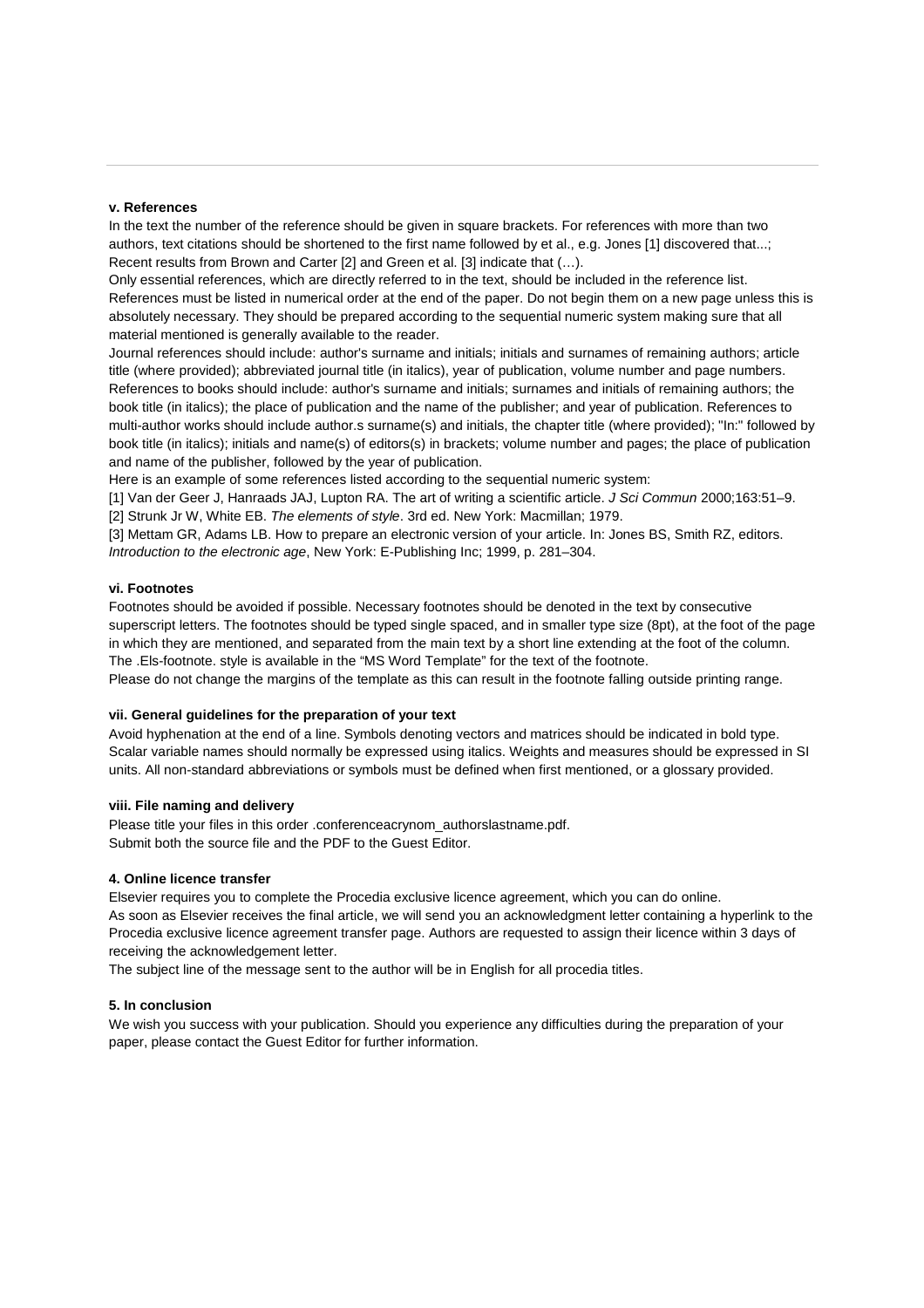#### v. References

In the text the number of the reference should be given in square brackets. For references with more than two authors, text citations should be shortened to the first name followed by et al., e.g. Jones [1] discovered that...; Recent results from Brown and Carter [2] and Green et al. [3] indicate that (…).

Only essential references, which are directly referred to in the text, should be included in the reference list. References must be listed in numerical order at the end of the paper. Do not begin them on a new page unless this is absolutely necessary. They should be prepared according to the sequential numeric system making sure that all material mentioned is generally available to the reader.

Journal references should include: author's surname and initials; initials and surnames of remaining authors; article title (where provided); abbreviated journal title (in italics), year of publication, volume number and page numbers. References to books should include: author's surname and initials; surnames and initials of remaining authors; the book title (in italics); the place of publication and the name of the publisher; and year of publication. References to multi-author works should include author.s surname(s) and initials, the chapter title (where provided); "In:" followed by book title (in italics); initials and name(s) of editors(s) in brackets; volume number and pages; the place of publication and name of the publisher, followed by the year of publication.

Here is an example of some references listed according to the sequential numeric system:

[1] Van der Geer J, Hanraads JAJ, Lupton RA. The art of writing a scientific article. *J Sci Commun* 2000;163:51–9.

[2] Strunk Jr W, White EB. *The elements of style*. 3rd ed. New York: Macmillan; 1979.

[3] Mettam GR, Adams LB. How to prepare an electronic version of your article. In: Jones BS, Smith RZ, editors. *Introduction to the electronic age*, New York: E-Publishing Inc; 1999, p. 281–304.

#### vi. Footnotes

Footnotes should be avoided if possible. Necessary footnotes should be denoted in the text by consecutive superscript letters. The footnotes should be typed single spaced, and in smaller type size (8pt), at the foot of the page in which they are mentioned, and separated from the main text by a short line extending at the foot of the column. The .Els-footnote. style is available in the "MS Word Template" for the text of the footnote.

Please do not change the margins of the template as this can result in the footnote falling outside printing range.

#### vii. General guidelines for the preparation of your text

Avoid hyphenation at the end of a line. Symbols denoting vectors and matrices should be indicated in bold type. Scalar variable names should normally be expressed using italics. Weights and measures should be expressed in SI units. All non-standard abbreviations or symbols must be defined when first mentioned, or a glossary provided.

#### viii. File naming and delivery

Please title your files in this order .conferenceacrynom_authorslastname.pdf.

Submit both the source file and the PDF to the Guest Editor.

### 4. Online licence transfer

Elsevier requires you to complete the Procedia exclusive licence agreement, which you can do online.

As soon as Elsevier receives the final article, we will send you an acknowledgment letter containing a hyperlink to the Procedia exclusive licence agreement transfer page. Authors are requested to assign their licence within 3 days of receiving the acknowledgement letter.

The subject line of the message sent to the author will be in English for all procedia titles.

### 5. In conclusion

We wish you success with your publication. Should you experience any difficulties during the preparation of your paper, please contact the Guest Editor for further information.